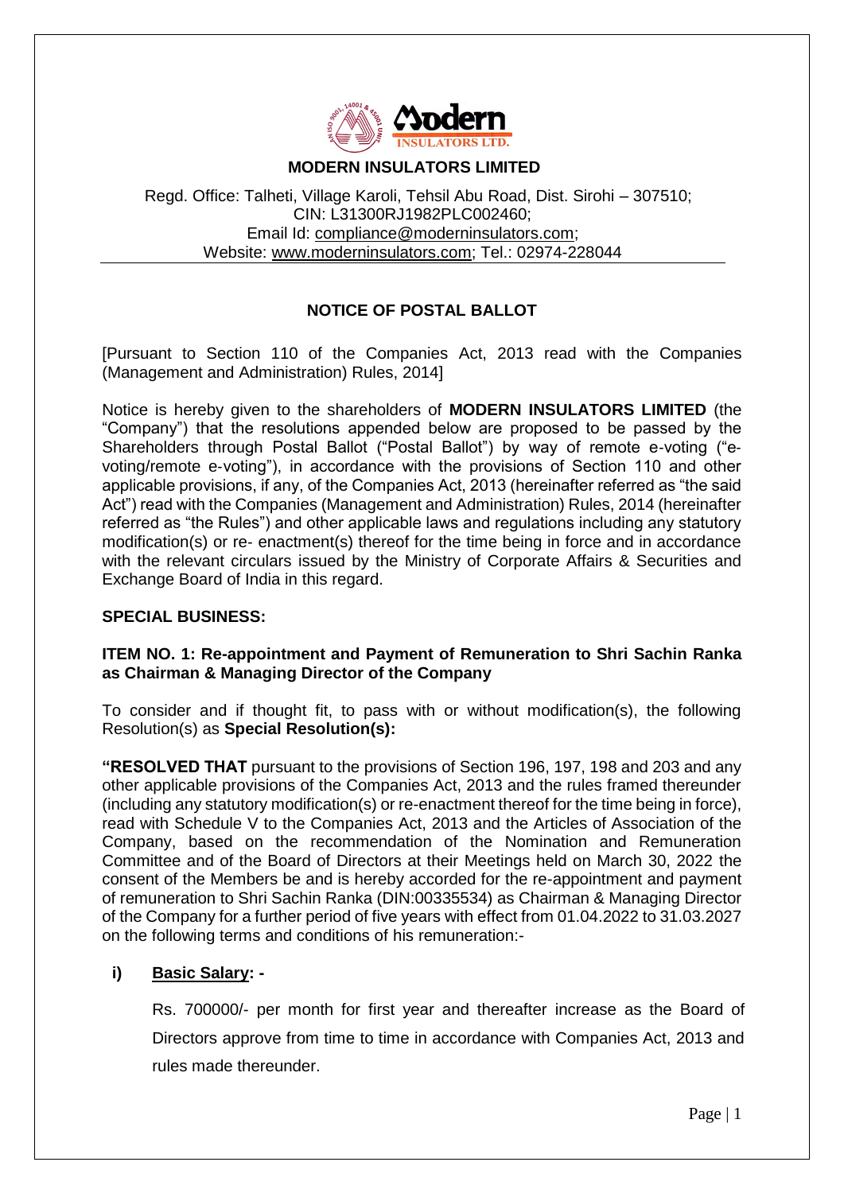# MODERN INSULATORS LIMITED

Regd. Office: Talheti, Village Karoli, Tehsil Abu Road, Dist. Sirohi – 307510;
CIN: L31300RJ1982PLC002460;
Email Id: compliance@moderninsulators.com;
Website: www.moderninsulators.com; Tel.: 02974-228044

## NOTICE OF POSTAL BALLOT

[Pursuant to Section 110 of the Companies Act, 2013 read with the Companies (Management and Administration) Rules, 2014]

Notice is hereby given to the shareholders of **MODERN INSULATORS LIMITED** (the "Company") that the resolutions appended below are proposed to be passed by the Shareholders through Postal Ballot ("Postal Ballot") by way of remote e-voting ("e-voting/remote e-voting"), in accordance with the provisions of Section 110 and other applicable provisions, if any, of the Companies Act, 2013 (hereinafter referred as "the said Act") read with the Companies (Management and Administration) Rules, 2014 (hereinafter referred as "the Rules") and other applicable laws and regulations including any statutory modification(s) or re- enactment(s) thereof for the time being in force and in accordance with the relevant circulars issued by the Ministry of Corporate Affairs & Securities and Exchange Board of India in this regard.

**SPECIAL BUSINESS:**

**ITEM NO. 1: Re-appointment and Payment of Remuneration to Shri Sachin Ranka as Chairman & Managing Director of the Company**

To consider and if thought fit, to pass with or without modification(s), the following Resolution(s) as **Special Resolution(s):**

**"RESOLVED THAT** pursuant to the provisions of Section 196, 197, 198 and 203 and any other applicable provisions of the Companies Act, 2013 and the rules framed thereunder (including any statutory modification(s) or re-enactment thereof for the time being in force), read with Schedule V to the Companies Act, 2013 and the Articles of Association of the Company, based on the recommendation of the Nomination and Remuneration Committee and of the Board of Directors at their Meetings held on March 30, 2022 the consent of the Members be and is hereby accorded for the re-appointment and payment of remuneration to Shri Sachin Ranka (DIN:00335534) as Chairman & Managing Director of the Company for a further period of five years with effect from 01.04.2022 to 31.03.2027 on the following terms and conditions of his remuneration:-

**i) Basic Salary: -**

Rs. 700000/- per month for first year and thereafter increase as the Board of Directors approve from time to time in accordance with Companies Act, 2013 and rules made thereunder.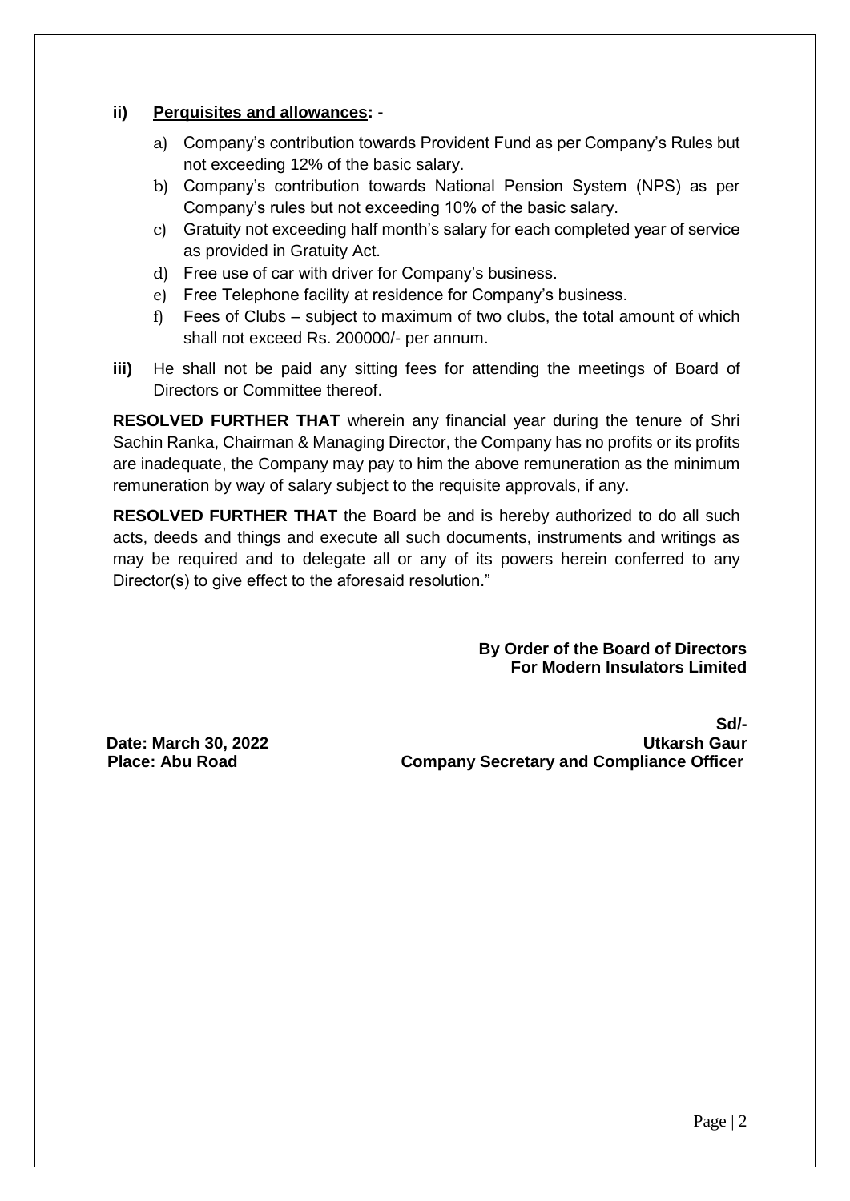**ii) <u>Perquisites and allowances</u>: -**

a) Company's contribution towards Provident Fund as per Company's Rules but not exceeding 12% of the basic salary.

b) Company's contribution towards National Pension System (NPS) as per Company's rules but not exceeding 10% of the basic salary.

c) Gratuity not exceeding half month's salary for each completed year of service as provided in Gratuity Act.

d) Free use of car with driver for Company's business.

e) Free Telephone facility at residence for Company's business.

f) Fees of Clubs – subject to maximum of two clubs, the total amount of which shall not exceed Rs. 200000/- per annum.

**iii)** He shall not be paid any sitting fees for attending the meetings of Board of Directors or Committee thereof.

**RESOLVED FURTHER THAT** wherein any financial year during the tenure of Shri Sachin Ranka, Chairman & Managing Director, the Company has no profits or its profits are inadequate, the Company may pay to him the above remuneration as the minimum remuneration by way of salary subject to the requisite approvals, if any.

**RESOLVED FURTHER THAT** the Board be and is hereby authorized to do all such acts, deeds and things and execute all such documents, instruments and writings as may be required and to delegate all or any of its powers herein conferred to any Director(s) to give effect to the aforesaid resolution."

**By Order of the Board of Directors**
**For Modern Insulators Limited**

**Sd/-**
**Utkarsh Gaur**
**Company Secretary and Compliance Officer**

**Date: March 30, 2022**
**Place: Abu Road**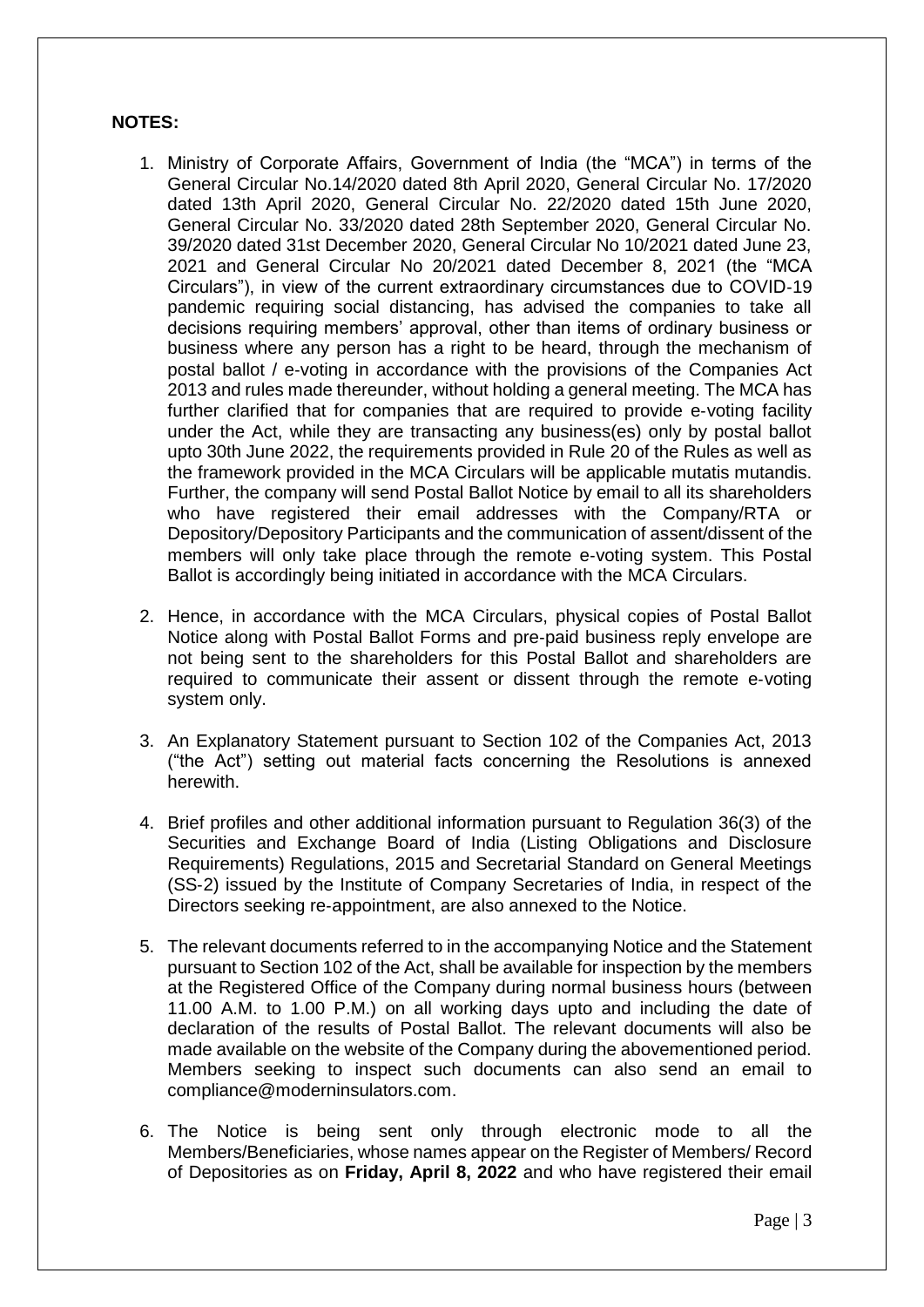**NOTES:**

1. Ministry of Corporate Affairs, Government of India (the "MCA") in terms of the General Circular No.14/2020 dated 8th April 2020, General Circular No. 17/2020 dated 13th April 2020, General Circular No. 22/2020 dated 15th June 2020, General Circular No. 33/2020 dated 28th September 2020, General Circular No. 39/2020 dated 31st December 2020, General Circular No 10/2021 dated June 23, 2021 and General Circular No 20/2021 dated December 8, 2021 (the "MCA Circulars"), in view of the current extraordinary circumstances due to COVID-19 pandemic requiring social distancing, has advised the companies to take all decisions requiring members' approval, other than items of ordinary business or business where any person has a right to be heard, through the mechanism of postal ballot / e-voting in accordance with the provisions of the Companies Act 2013 and rules made thereunder, without holding a general meeting. The MCA has further clarified that for companies that are required to provide e-voting facility under the Act, while they are transacting any business(es) only by postal ballot upto 30th June 2022, the requirements provided in Rule 20 of the Rules as well as the framework provided in the MCA Circulars will be applicable mutatis mutandis. Further, the company will send Postal Ballot Notice by email to all its shareholders who have registered their email addresses with the Company/RTA or Depository/Depository Participants and the communication of assent/dissent of the members will only take place through the remote e-voting system. This Postal Ballot is accordingly being initiated in accordance with the MCA Circulars.

2. Hence, in accordance with the MCA Circulars, physical copies of Postal Ballot Notice along with Postal Ballot Forms and pre-paid business reply envelope are not being sent to the shareholders for this Postal Ballot and shareholders are required to communicate their assent or dissent through the remote e-voting system only.

3. An Explanatory Statement pursuant to Section 102 of the Companies Act, 2013 ("the Act") setting out material facts concerning the Resolutions is annexed herewith.

4. Brief profiles and other additional information pursuant to Regulation 36(3) of the Securities and Exchange Board of India (Listing Obligations and Disclosure Requirements) Regulations, 2015 and Secretarial Standard on General Meetings (SS-2) issued by the Institute of Company Secretaries of India, in respect of the Directors seeking re-appointment, are also annexed to the Notice.

5. The relevant documents referred to in the accompanying Notice and the Statement pursuant to Section 102 of the Act, shall be available for inspection by the members at the Registered Office of the Company during normal business hours (between 11.00 A.M. to 1.00 P.M.) on all working days upto and including the date of declaration of the results of Postal Ballot. The relevant documents will also be made available on the website of the Company during the abovementioned period. Members seeking to inspect such documents can also send an email to compliance@moderninsulators.com.

6. The Notice is being sent only through electronic mode to all the Members/Beneficiaries, whose names appear on the Register of Members/ Record of Depositories as on **Friday, April 8, 2022** and who have registered their email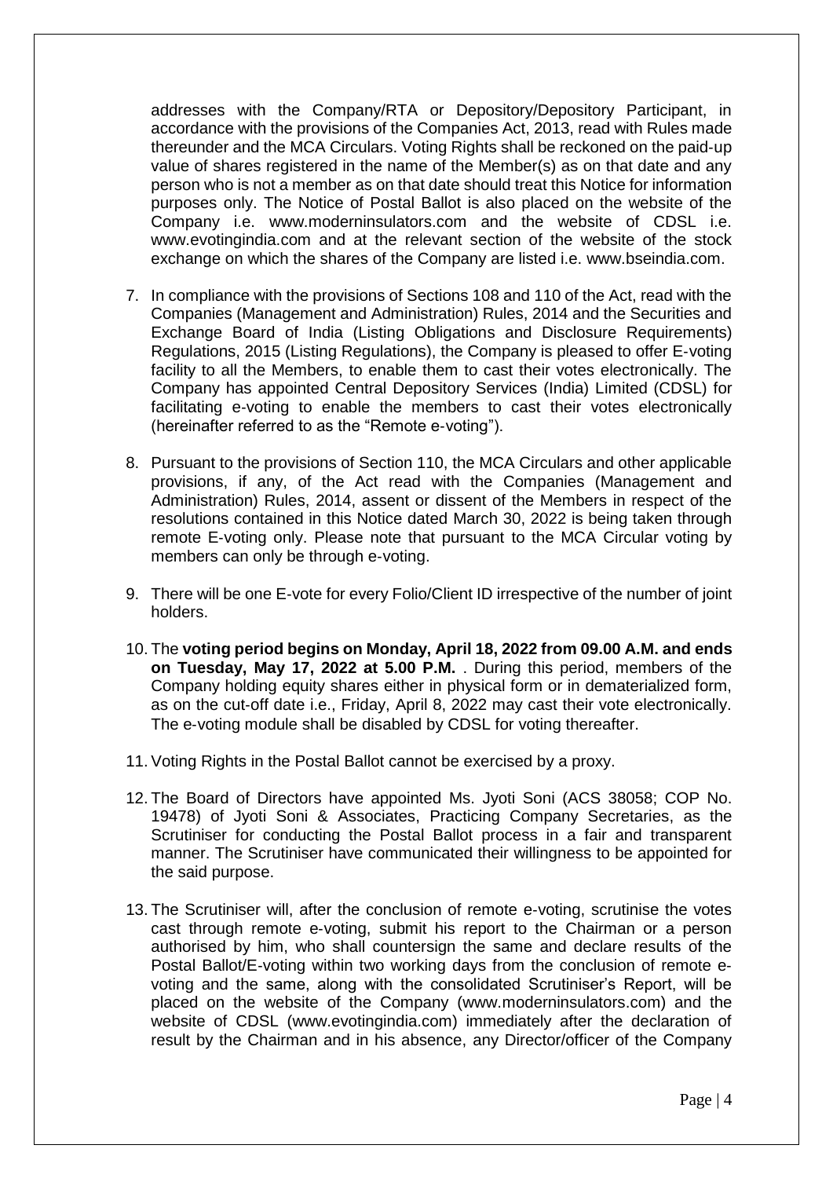addresses with the Company/RTA or Depository/Depository Participant, in accordance with the provisions of the Companies Act, 2013, read with Rules made thereunder and the MCA Circulars. Voting Rights shall be reckoned on the paid-up value of shares registered in the name of the Member(s) as on that date and any person who is not a member as on that date should treat this Notice for information purposes only. The Notice of Postal Ballot is also placed on the website of the Company i.e. www.moderninsulators.com and the website of CDSL i.e. www.evotingindia.com and at the relevant section of the website of the stock exchange on which the shares of the Company are listed i.e. www.bseindia.com.

7. In compliance with the provisions of Sections 108 and 110 of the Act, read with the Companies (Management and Administration) Rules, 2014 and the Securities and Exchange Board of India (Listing Obligations and Disclosure Requirements) Regulations, 2015 (Listing Regulations), the Company is pleased to offer E-voting facility to all the Members, to enable them to cast their votes electronically. The Company has appointed Central Depository Services (India) Limited (CDSL) for facilitating e-voting to enable the members to cast their votes electronically (hereinafter referred to as the "Remote e-voting").

8. Pursuant to the provisions of Section 110, the MCA Circulars and other applicable provisions, if any, of the Act read with the Companies (Management and Administration) Rules, 2014, assent or dissent of the Members in respect of the resolutions contained in this Notice dated March 30, 2022 is being taken through remote E-voting only. Please note that pursuant to the MCA Circular voting by members can only be through e-voting.

9. There will be one E-vote for every Folio/Client ID irrespective of the number of joint holders.

10. The **voting period begins on Monday, April 18, 2022 from 09.00 A.M. and ends on Tuesday, May 17, 2022 at 5.00 P.M.** . During this period, members of the Company holding equity shares either in physical form or in dematerialized form, as on the cut-off date i.e., Friday, April 8, 2022 may cast their vote electronically. The e-voting module shall be disabled by CDSL for voting thereafter.

11. Voting Rights in the Postal Ballot cannot be exercised by a proxy.

12. The Board of Directors have appointed Ms. Jyoti Soni (ACS 38058; COP No. 19478) of Jyoti Soni & Associates, Practicing Company Secretaries, as the Scrutiniser for conducting the Postal Ballot process in a fair and transparent manner. The Scrutiniser have communicated their willingness to be appointed for the said purpose.

13. The Scrutiniser will, after the conclusion of remote e-voting, scrutinise the votes cast through remote e-voting, submit his report to the Chairman or a person authorised by him, who shall countersign the same and declare results of the Postal Ballot/E-voting within two working days from the conclusion of remote e-voting and the same, along with the consolidated Scrutiniser's Report, will be placed on the website of the Company (www.moderninsulators.com) and the website of CDSL (www.evotingindia.com) immediately after the declaration of result by the Chairman and in his absence, any Director/officer of the Company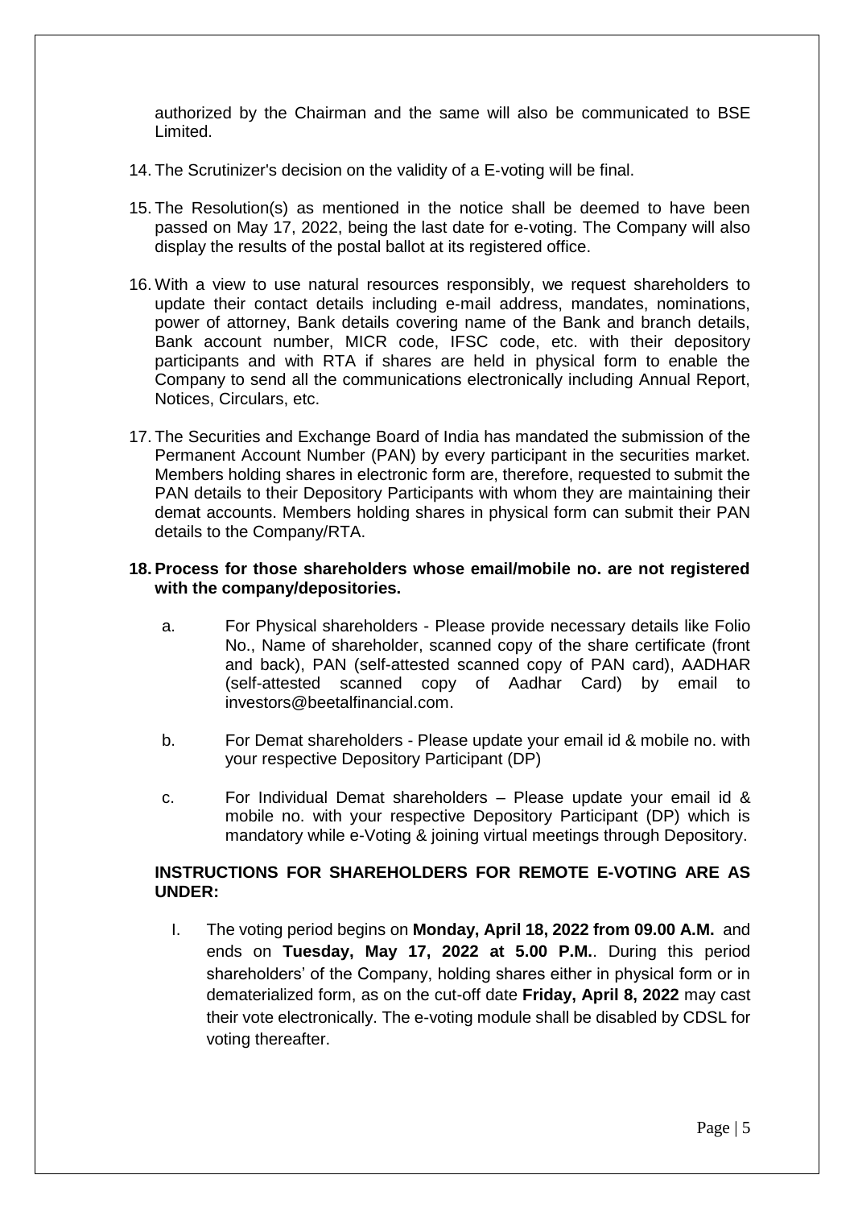authorized by the Chairman and the same will also be communicated to BSE Limited.

14. The Scrutinizer's decision on the validity of a E-voting will be final.

15. The Resolution(s) as mentioned in the notice shall be deemed to have been passed on May 17, 2022, being the last date for e-voting. The Company will also display the results of the postal ballot at its registered office.

16. With a view to use natural resources responsibly, we request shareholders to update their contact details including e-mail address, mandates, nominations, power of attorney, Bank details covering name of the Bank and branch details, Bank account number, MICR code, IFSC code, etc. with their depository participants and with RTA if shares are held in physical form to enable the Company to send all the communications electronically including Annual Report, Notices, Circulars, etc.

17. The Securities and Exchange Board of India has mandated the submission of the Permanent Account Number (PAN) by every participant in the securities market. Members holding shares in electronic form are, therefore, requested to submit the PAN details to their Depository Participants with whom they are maintaining their demat accounts. Members holding shares in physical form can submit their PAN details to the Company/RTA.

18. **Process for those shareholders whose email/mobile no. are not registered with the company/depositories.**

    a. For Physical shareholders - Please provide necessary details like Folio No., Name of shareholder, scanned copy of the share certificate (front and back), PAN (self-attested scanned copy of PAN card), AADHAR (self-attested scanned copy of Aadhar Card) by email to investors@beetalfinancial.com.

    b. For Demat shareholders - Please update your email id & mobile no. with your respective Depository Participant (DP)

    c. For Individual Demat shareholders – Please update your email id & mobile no. with your respective Depository Participant (DP) which is mandatory while e-Voting & joining virtual meetings through Depository.

**INSTRUCTIONS FOR SHAREHOLDERS FOR REMOTE E-VOTING ARE AS UNDER:**

I. The voting period begins on **Monday, April 18, 2022 from 09.00 A.M.** and ends on **Tuesday, May 17, 2022 at 5.00 P.M.**. During this period shareholders' of the Company, holding shares either in physical form or in dematerialized form, as on the cut-off date **Friday, April 8, 2022** may cast their vote electronically. The e-voting module shall be disabled by CDSL for voting thereafter.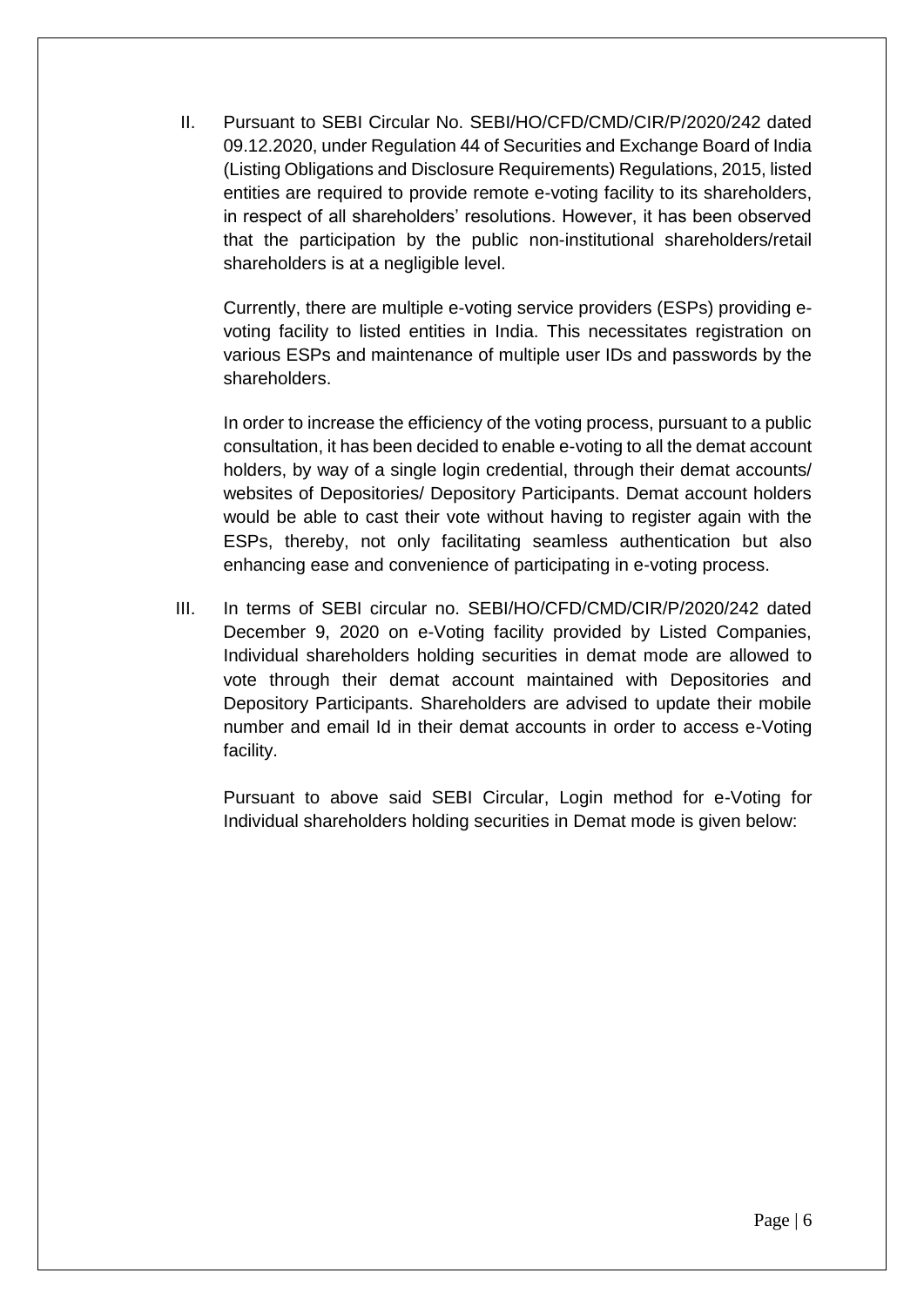II. Pursuant to SEBI Circular No. SEBI/HO/CFD/CMD/CIR/P/2020/242 dated 09.12.2020, under Regulation 44 of Securities and Exchange Board of India (Listing Obligations and Disclosure Requirements) Regulations, 2015, listed entities are required to provide remote e-voting facility to its shareholders, in respect of all shareholders' resolutions. However, it has been observed that the participation by the public non-institutional shareholders/retail shareholders is at a negligible level.

    Currently, there are multiple e-voting service providers (ESPs) providing e-voting facility to listed entities in India. This necessitates registration on various ESPs and maintenance of multiple user IDs and passwords by the shareholders.

    In order to increase the efficiency of the voting process, pursuant to a public consultation, it has been decided to enable e-voting to all the demat account holders, by way of a single login credential, through their demat accounts/ websites of Depositories/ Depository Participants. Demat account holders would be able to cast their vote without having to register again with the ESPs, thereby, not only facilitating seamless authentication but also enhancing ease and convenience of participating in e-voting process.

III. In terms of SEBI circular no. SEBI/HO/CFD/CMD/CIR/P/2020/242 dated December 9, 2020 on e-Voting facility provided by Listed Companies, Individual shareholders holding securities in demat mode are allowed to vote through their demat account maintained with Depositories and Depository Participants. Shareholders are advised to update their mobile number and email Id in their demat accounts in order to access e-Voting facility.

    Pursuant to above said SEBI Circular, Login method for e-Voting for Individual shareholders holding securities in Demat mode is given below: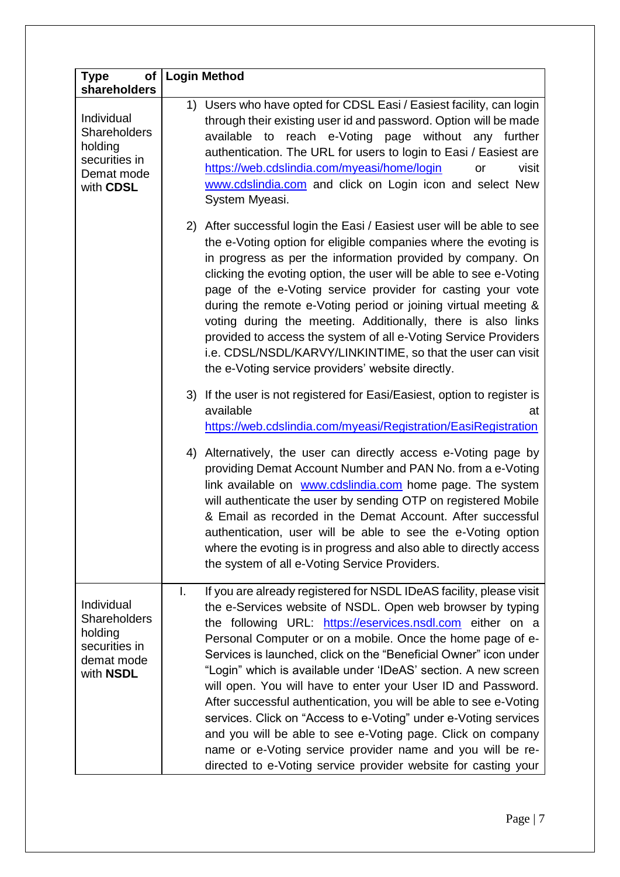| Type of shareholders | Login Method |
|---|---|
| Individual Shareholders holding securities in Demat mode with **CDSL** | 1) Users who have opted for CDSL Easi / Easiest facility, can login through their existing user id and password. Option will be made available to reach e-Voting page without any further authentication. The URL for users to login to Easi / Easiest are https://web.cdslindia.com/myeasi/home/login or visit www.cdslindia.com and click on Login icon and select New System Myeasi.<br><br>2) After successful login the Easi / Easiest user will be able to see the e-Voting option for eligible companies where the evoting is in progress as per the information provided by company. On clicking the evoting option, the user will be able to see e-Voting page of the e-Voting service provider for casting your vote during the remote e-Voting period or joining virtual meeting & voting during the meeting. Additionally, there is also links provided to access the system of all e-Voting Service Providers i.e. CDSL/NSDL/KARVY/LINKINTIME, so that the user can visit the e-Voting service providers' website directly.<br><br>3) If the user is not registered for Easi/Easiest, option to register is available at https://web.cdslindia.com/myeasi/Registration/EasiRegistration<br><br>4) Alternatively, the user can directly access e-Voting page by providing Demat Account Number and PAN No. from a e-Voting link available on www.cdslindia.com home page. The system will authenticate the user by sending OTP on registered Mobile & Email as recorded in the Demat Account. After successful authentication, user will be able to see the e-Voting option where the evoting is in progress and also able to directly access the system of all e-Voting Service Providers. |
| Individual Shareholders holding securities in demat mode with **NSDL** | I. If you are already registered for NSDL IDeAS facility, please visit the e-Services website of NSDL. Open web browser by typing the following URL: https://eservices.nsdl.com either on a Personal Computer or on a mobile. Once the home page of e-Services is launched, click on the "Beneficial Owner" icon under "Login" which is available under 'IDeAS' section. A new screen will open. You will have to enter your User ID and Password. After successful authentication, you will be able to see e-Voting services. Click on "Access to e-Voting" under e-Voting services and you will be able to see e-Voting page. Click on company name or e-Voting service provider name and you will be re-directed to e-Voting service provider website for casting your |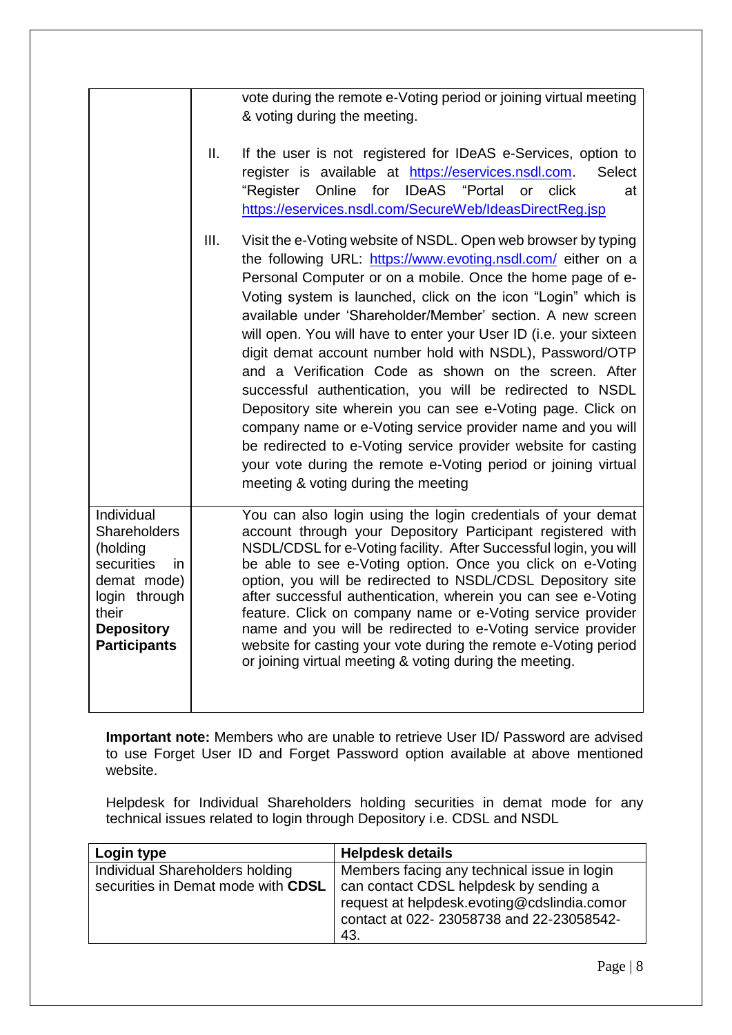| | |
|---|---|
| | vote during the remote e-Voting period or joining virtual meeting & voting during the meeting.<br><br>II. If the user is not registered for IDeAS e-Services, option to register is available at https://eservices.nsdl.com. Select "Register Online for IDeAS "Portal or click at https://eservices.nsdl.com/SecureWeb/IdeasDirectReg.jsp<br><br>III. Visit the e-Voting website of NSDL. Open web browser by typing the following URL: https://www.evoting.nsdl.com/ either on a Personal Computer or on a mobile. Once the home page of e-Voting system is launched, click on the icon "Login" which is available under 'Shareholder/Member' section. A new screen will open. You will have to enter your User ID (i.e. your sixteen digit demat account number hold with NSDL), Password/OTP and a Verification Code as shown on the screen. After successful authentication, you will be redirected to NSDL Depository site wherein you can see e-Voting page. Click on company name or e-Voting service provider name and you will be redirected to e-Voting service provider website for casting your vote during the remote e-Voting period or joining virtual meeting & voting during the meeting |
| Individual Shareholders (holding securities in demat mode) login through their **Depository Participants** | You can also login using the login credentials of your demat account through your Depository Participant registered with NSDL/CDSL for e-Voting facility. After Successful login, you will be able to see e-Voting option. Once you click on e-Voting option, you will be redirected to NSDL/CDSL Depository site after successful authentication, wherein you can see e-Voting feature. Click on company name or e-Voting service provider name and you will be redirected to e-Voting service provider website for casting your vote during the remote e-Voting period or joining virtual meeting & voting during the meeting. |

**Important note:** Members who are unable to retrieve User ID/ Password are advised to use Forget User ID and Forget Password option available at above mentioned website.

Helpdesk for Individual Shareholders holding securities in demat mode for any technical issues related to login through Depository i.e. CDSL and NSDL

| **Login type** | **Helpdesk details** |
|---|---|
| Individual Shareholders holding securities in Demat mode with **CDSL** | Members facing any technical issue in login can contact CDSL helpdesk by sending a request at helpdesk.evoting@cdslindia.comor contact at 022- 23058738 and 22-23058542-43. |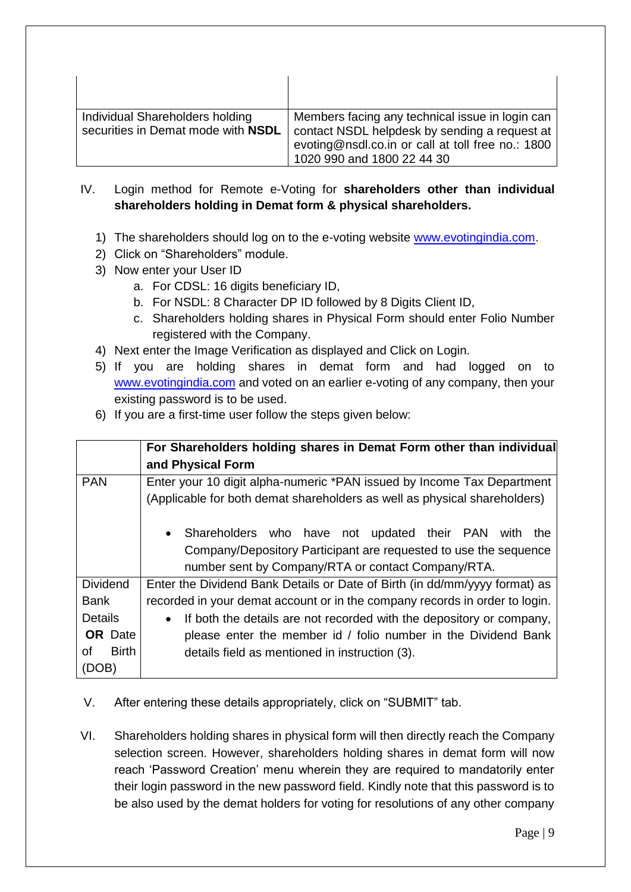| | |
|---|---|
| | |
| Individual Shareholders holding securities in Demat mode with **NSDL** | Members facing any technical issue in login can contact NSDL helpdesk by sending a request at evoting@nsdl.co.in or call at toll free no.: 1800 1020 990 and 1800 22 44 30 |

IV. Login method for Remote e-Voting for **shareholders other than individual shareholders holding in Demat form & physical shareholders.**

1) The shareholders should log on to the e-voting website www.evotingindia.com.
2) Click on "Shareholders" module.
3) Now enter your User ID
   a. For CDSL: 16 digits beneficiary ID,
   b. For NSDL: 8 Character DP ID followed by 8 Digits Client ID,
   c. Shareholders holding shares in Physical Form should enter Folio Number registered with the Company.
4) Next enter the Image Verification as displayed and Click on Login.
5) If you are holding shares in demat form and had logged on to www.evotingindia.com and voted on an earlier e-voting of any company, then your existing password is to be used.
6) If you are a first-time user follow the steps given below:

| | **For Shareholders holding shares in Demat Form other than individual and Physical Form** |
|---|---|
| PAN | Enter your 10 digit alpha-numeric *PAN issued by Income Tax Department (Applicable for both demat shareholders as well as physical shareholders)<br><br>• Shareholders who have not updated their PAN with the Company/Depository Participant are requested to use the sequence number sent by Company/RTA or contact Company/RTA. |
| Dividend Bank Details **OR** Date of Birth (DOB) | Enter the Dividend Bank Details or Date of Birth (in dd/mm/yyyy format) as recorded in your demat account or in the company records in order to login.<br>• If both the details are not recorded with the depository or company, please enter the member id / folio number in the Dividend Bank details field as mentioned in instruction (3). |

V. After entering these details appropriately, click on "SUBMIT" tab.

VI. Shareholders holding shares in physical form will then directly reach the Company selection screen. However, shareholders holding shares in demat form will now reach 'Password Creation' menu wherein they are required to mandatorily enter their login password in the new password field. Kindly note that this password is to be also used by the demat holders for voting for resolutions of any other company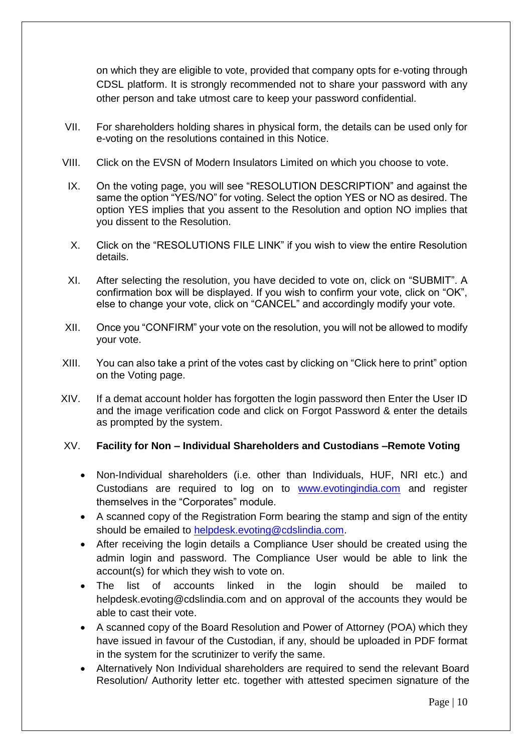on which they are eligible to vote, provided that company opts for e-voting through CDSL platform. It is strongly recommended not to share your password with any other person and take utmost care to keep your password confidential.

VII. For shareholders holding shares in physical form, the details can be used only for e-voting on the resolutions contained in this Notice.

VIII. Click on the EVSN of Modern Insulators Limited on which you choose to vote.

IX. On the voting page, you will see "RESOLUTION DESCRIPTION" and against the same the option "YES/NO" for voting. Select the option YES or NO as desired. The option YES implies that you assent to the Resolution and option NO implies that you dissent to the Resolution.

X. Click on the "RESOLUTIONS FILE LINK" if you wish to view the entire Resolution details.

XI. After selecting the resolution, you have decided to vote on, click on "SUBMIT". A confirmation box will be displayed. If you wish to confirm your vote, click on "OK", else to change your vote, click on "CANCEL" and accordingly modify your vote.

XII. Once you "CONFIRM" your vote on the resolution, you will not be allowed to modify your vote.

XIII. You can also take a print of the votes cast by clicking on "Click here to print" option on the Voting page.

XIV. If a demat account holder has forgotten the login password then Enter the User ID and the image verification code and click on Forgot Password & enter the details as prompted by the system.

XV. **Facility for Non – Individual Shareholders and Custodians –Remote Voting**

- Non-Individual shareholders (i.e. other than Individuals, HUF, NRI etc.) and Custodians are required to log on to www.evotingindia.com and register themselves in the "Corporates" module.
- A scanned copy of the Registration Form bearing the stamp and sign of the entity should be emailed to helpdesk.evoting@cdslindia.com.
- After receiving the login details a Compliance User should be created using the admin login and password. The Compliance User would be able to link the account(s) for which they wish to vote on.
- The list of accounts linked in the login should be mailed to helpdesk.evoting@cdslindia.com and on approval of the accounts they would be able to cast their vote.
- A scanned copy of the Board Resolution and Power of Attorney (POA) which they have issued in favour of the Custodian, if any, should be uploaded in PDF format in the system for the scrutinizer to verify the same.
- Alternatively Non Individual shareholders are required to send the relevant Board Resolution/ Authority letter etc. together with attested specimen signature of the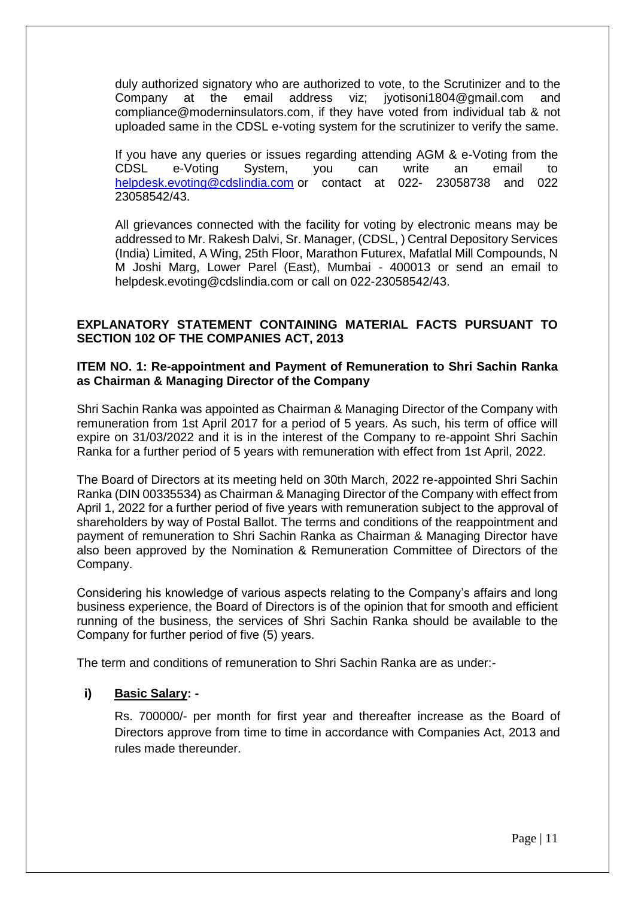duly authorized signatory who are authorized to vote, to the Scrutinizer and to the Company at the email address viz; jyotisoni1804@gmail.com and compliance@moderninsulators.com, if they have voted from individual tab & not uploaded same in the CDSL e-voting system for the scrutinizer to verify the same.

If you have any queries or issues regarding attending AGM & e-Voting from the CDSL e-Voting System, you can write an email to helpdesk.evoting@cdslindia.com or contact at 022- 23058738 and 022 23058542/43.

All grievances connected with the facility for voting by electronic means may be addressed to Mr. Rakesh Dalvi, Sr. Manager, (CDSL, ) Central Depository Services (India) Limited, A Wing, 25th Floor, Marathon Futurex, Mafatlal Mill Compounds, N M Joshi Marg, Lower Parel (East), Mumbai - 400013 or send an email to helpdesk.evoting@cdslindia.com or call on 022-23058542/43.

**EXPLANATORY STATEMENT CONTAINING MATERIAL FACTS PURSUANT TO SECTION 102 OF THE COMPANIES ACT, 2013**

**ITEM NO. 1: Re-appointment and Payment of Remuneration to Shri Sachin Ranka as Chairman & Managing Director of the Company**

Shri Sachin Ranka was appointed as Chairman & Managing Director of the Company with remuneration from 1st April 2017 for a period of 5 years. As such, his term of office will expire on 31/03/2022 and it is in the interest of the Company to re-appoint Shri Sachin Ranka for a further period of 5 years with remuneration with effect from 1st April, 2022.

The Board of Directors at its meeting held on 30th March, 2022 re-appointed Shri Sachin Ranka (DIN 00335534) as Chairman & Managing Director of the Company with effect from April 1, 2022 for a further period of five years with remuneration subject to the approval of shareholders by way of Postal Ballot. The terms and conditions of the reappointment and payment of remuneration to Shri Sachin Ranka as Chairman & Managing Director have also been approved by the Nomination & Remuneration Committee of Directors of the Company.

Considering his knowledge of various aspects relating to the Company's affairs and long business experience, the Board of Directors is of the opinion that for smooth and efficient running of the business, the services of Shri Sachin Ranka should be available to the Company for further period of five (5) years.

The term and conditions of remuneration to Shri Sachin Ranka are as under:-

**i) Basic Salary: -**

Rs. 700000/- per month for first year and thereafter increase as the Board of Directors approve from time to time in accordance with Companies Act, 2013 and rules made thereunder.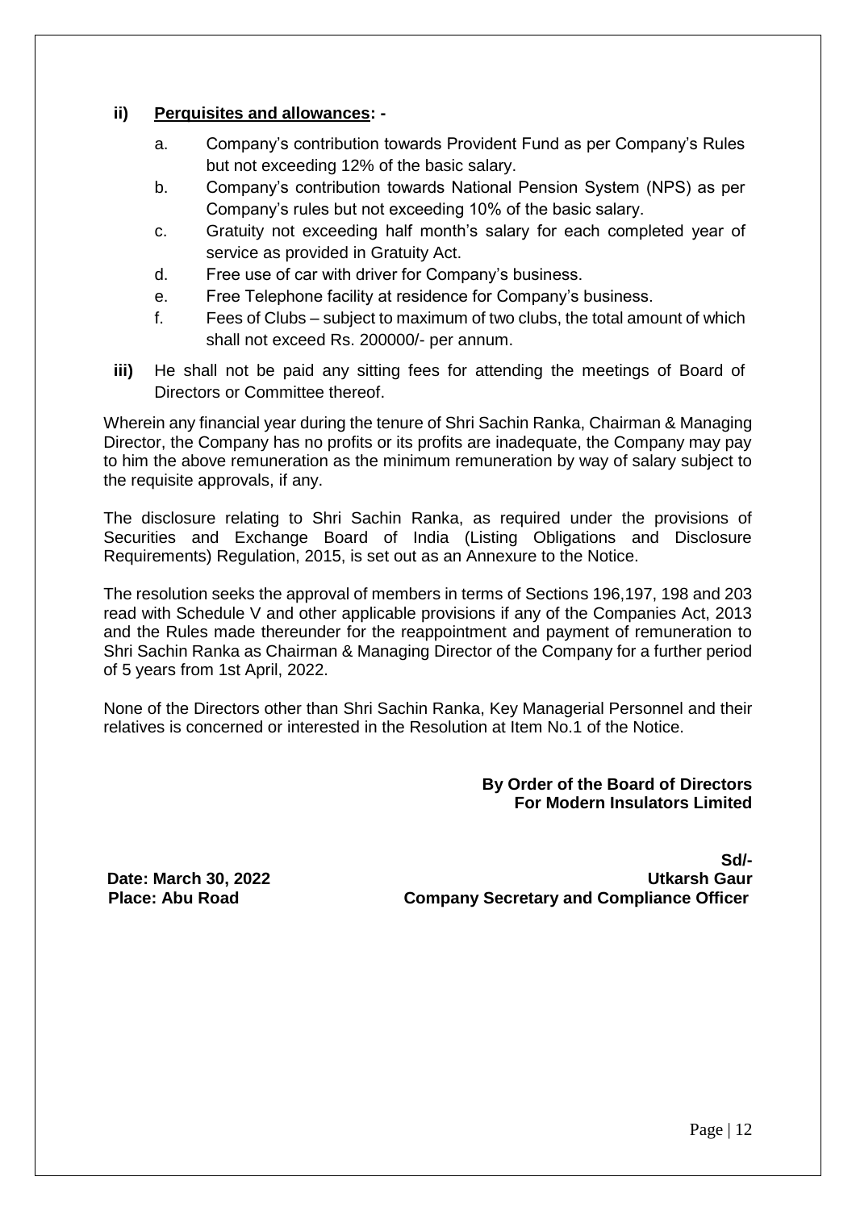**ii) <u>Perquisites and allowances</u>: -**

a. Company's contribution towards Provident Fund as per Company's Rules but not exceeding 12% of the basic salary.

b. Company's contribution towards National Pension System (NPS) as per Company's rules but not exceeding 10% of the basic salary.

c. Gratuity not exceeding half month's salary for each completed year of service as provided in Gratuity Act.

d. Free use of car with driver for Company's business.

e. Free Telephone facility at residence for Company's business.

f. Fees of Clubs – subject to maximum of two clubs, the total amount of which shall not exceed Rs. 200000/- per annum.

**iii)** He shall not be paid any sitting fees for attending the meetings of Board of Directors or Committee thereof.

Wherein any financial year during the tenure of Shri Sachin Ranka, Chairman & Managing Director, the Company has no profits or its profits are inadequate, the Company may pay to him the above remuneration as the minimum remuneration by way of salary subject to the requisite approvals, if any.

The disclosure relating to Shri Sachin Ranka, as required under the provisions of Securities and Exchange Board of India (Listing Obligations and Disclosure Requirements) Regulation, 2015, is set out as an Annexure to the Notice.

The resolution seeks the approval of members in terms of Sections 196,197, 198 and 203 read with Schedule V and other applicable provisions if any of the Companies Act, 2013 and the Rules made thereunder for the reappointment and payment of remuneration to Shri Sachin Ranka as Chairman & Managing Director of the Company for a further period of 5 years from 1st April, 2022.

None of the Directors other than Shri Sachin Ranka, Key Managerial Personnel and their relatives is concerned or interested in the Resolution at Item No.1 of the Notice.

**By Order of the Board of Directors**
**For Modern Insulators Limited**

**Sd/-**
**Utkarsh Gaur**
**Company Secretary and Compliance Officer**

**Date: March 30, 2022**
**Place: Abu Road**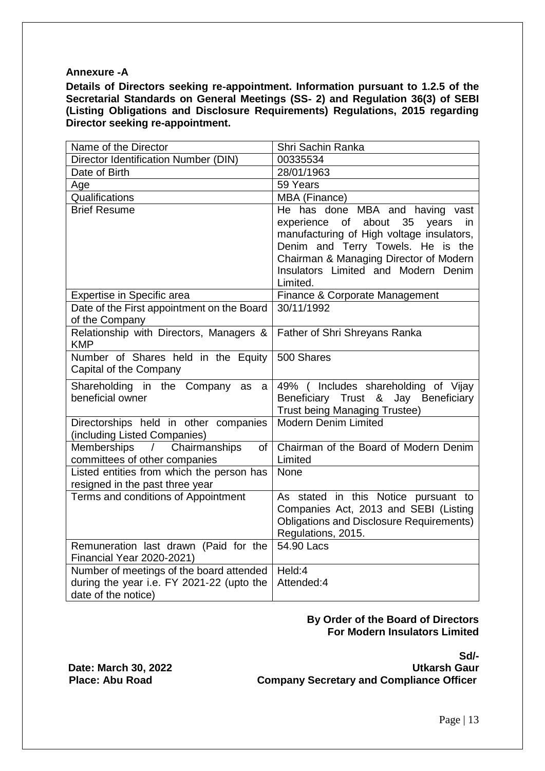**Annexure -A**

**Details of Directors seeking re-appointment. Information pursuant to 1.2.5 of the Secretarial Standards on General Meetings (SS- 2) and Regulation 36(3) of SEBI (Listing Obligations and Disclosure Requirements) Regulations, 2015 regarding Director seeking re-appointment.**

| | |
|---|---|
| Name of the Director | Shri Sachin Ranka |
| Director Identification Number (DIN) | 00335534 |
| Date of Birth | 28/01/1963 |
| Age | 59 Years |
| Qualifications | MBA (Finance) |
| Brief Resume | He has done MBA and having vast experience of about 35 years in manufacturing of High voltage insulators, Denim and Terry Towels. He is the Chairman & Managing Director of Modern Insulators Limited and Modern Denim Limited. |
| Expertise in Specific area | Finance & Corporate Management |
| Date of the First appointment on the Board of the Company | 30/11/1992 |
| Relationship with Directors, Managers & KMP | Father of Shri Shreyans Ranka |
| Number of Shares held in the Equity Capital of the Company | 500 Shares |
| Shareholding in the Company as a beneficial owner | 49% ( Includes shareholding of Vijay Beneficiary Trust & Jay Beneficiary Trust being Managing Trustee) |
| Directorships held in other companies (including Listed Companies) | Modern Denim Limited |
| Memberships / Chairmanships of committees of other companies | Chairman of the Board of Modern Denim Limited |
| Listed entities from which the person has resigned in the past three year | None |
| Terms and conditions of Appointment | As stated in this Notice pursuant to Companies Act, 2013 and SEBI (Listing Obligations and Disclosure Requirements) Regulations, 2015. |
| Remuneration last drawn (Paid for the Financial Year 2020-2021) | 54.90 Lacs |
| Number of meetings of the board attended during the year i.e. FY 2021-22 (upto the date of the notice) | Held:4<br>Attended:4 |

**By Order of the Board of Directors**
**For Modern Insulators Limited**

**Sd/-**
**Utkarsh Gaur**
**Company Secretary and Compliance Officer**

**Date: March 30, 2022**
**Place: Abu Road**